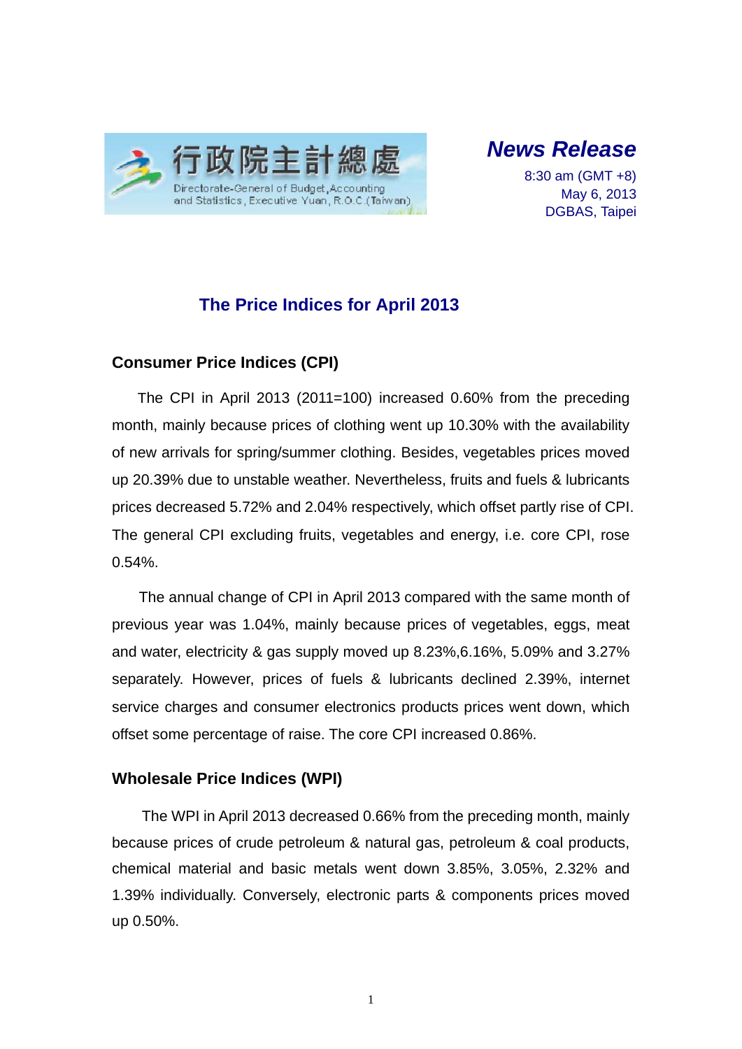行政院主計總處

Directorate-General of Budget, Accounting and Statistics, Executive Yuan, R.O.C.(Taiwan)

***News Release***

8:30 am (GMT +8)
May 6, 2013
DGBAS, Taipei

# The Price Indices for April 2013

## Consumer Price Indices (CPI)

The CPI in April 2013 (2011=100) increased 0.60% from the preceding month, mainly because prices of clothing went up 10.30% with the availability of new arrivals for spring/summer clothing. Besides, vegetables prices moved up 20.39% due to unstable weather. Nevertheless, fruits and fuels & lubricants prices decreased 5.72% and 2.04% respectively, which offset partly rise of CPI. The general CPI excluding fruits, vegetables and energy, i.e. core CPI, rose 0.54%.

The annual change of CPI in April 2013 compared with the same month of previous year was 1.04%, mainly because prices of vegetables, eggs, meat and water, electricity & gas supply moved up 8.23%,6.16%, 5.09% and 3.27% separately. However, prices of fuels & lubricants declined 2.39%, internet service charges and consumer electronics products prices went down, which offset some percentage of raise. The core CPI increased 0.86%.

## Wholesale Price Indices (WPI)

The WPI in April 2013 decreased 0.66% from the preceding month, mainly because prices of crude petroleum & natural gas, petroleum & coal products, chemical material and basic metals went down 3.85%, 3.05%, 2.32% and 1.39% individually. Conversely, electronic parts & components prices moved up 0.50%.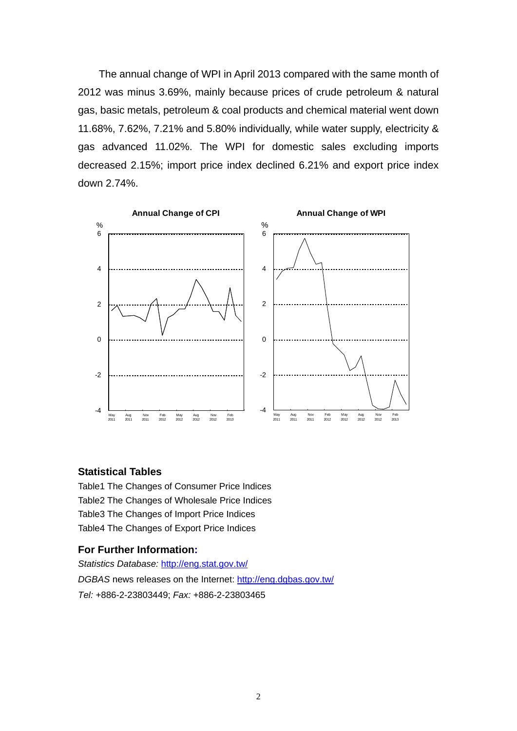The annual change of WPI in April 2013 compared with the same month of 2012 was minus 3.69%, mainly because prices of crude petroleum & natural gas, basic metals, petroleum & coal products and chemical material went down 11.68%, 7.62%, 7.21% and 5.80% individually, while water supply, electricity & gas advanced 11.02%. The WPI for domestic sales excluding imports decreased 2.15%; import price index declined 6.21% and export price index down 2.74%.

**Annual Change of CPI**

**Annual Change of WPI**

## Statistical Tables

Table1 The Changes of Consumer Price Indices

Table2 The Changes of Wholesale Price Indices

Table3 The Changes of Import Price Indices

Table4 The Changes of Export Price Indices

## For Further Information:

*Statistics Database:* http://eng.stat.gov.tw/

*DGBAS* news releases on the Internet: http://eng.dgbas.gov.tw/

*Tel:* +886-2-23803449; *Fax:* +886-2-23803465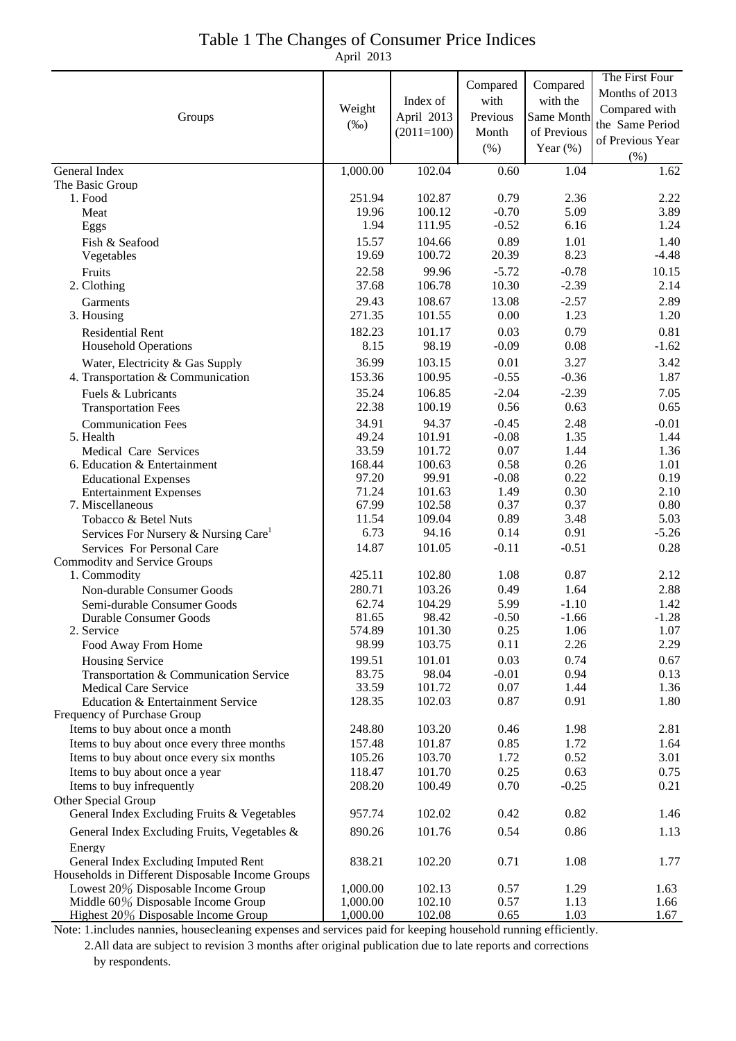# Table 1 The Changes of Consumer Price Indices

April 2013

| Groups | Weight (‰) | Index of April 2013 (2011=100) | Compared with Previous Month (%) | Compared with the Same Month of Previous Year (%) | The First Four Months of 2013 Compared with the Same Period of Previous Year (%) |
|---|---|---|---|---|---|
| General Index | 1,000.00 | 102.04 | 0.60 | 1.04 | 1.62 |
| The Basic Group | | | | | |
| 1. Food | 251.94 | 102.87 | 0.79 | 2.36 | 2.22 |
| Meat | 19.96 | 100.12 | -0.70 | 5.09 | 3.89 |
| Eggs | 1.94 | 111.95 | -0.52 | 6.16 | 1.24 |
| Fish & Seafood | 15.57 | 104.66 | 0.89 | 1.01 | 1.40 |
| Vegetables | 19.69 | 100.72 | 20.39 | 8.23 | -4.48 |
| Fruits | 22.58 | 99.96 | -5.72 | -0.78 | 10.15 |
| 2. Clothing | 37.68 | 106.78 | 10.30 | -2.39 | 2.14 |
| Garments | 29.43 | 108.67 | 13.08 | -2.57 | 2.89 |
| 3. Housing | 271.35 | 101.55 | 0.00 | 1.23 | 1.20 |
| Residential Rent | 182.23 | 101.17 | 0.03 | 0.79 | 0.81 |
| Household Operations | 8.15 | 98.19 | -0.09 | 0.08 | -1.62 |
| Water, Electricity & Gas Supply | 36.99 | 103.15 | 0.01 | 3.27 | 3.42 |
| 4. Transportation & Communication | 153.36 | 100.95 | -0.55 | -0.36 | 1.87 |
| Fuels & Lubricants | 35.24 | 106.85 | -2.04 | -2.39 | 7.05 |
| Transportation Fees | 22.38 | 100.19 | 0.56 | 0.63 | 0.65 |
| Communication Fees | 34.91 | 94.37 | -0.45 | 2.48 | -0.01 |
| 5. Health | 49.24 | 101.91 | -0.08 | 1.35 | 1.44 |
| Medical Care Services | 33.59 | 101.72 | 0.07 | 1.44 | 1.36 |
| 6. Education & Entertainment | 168.44 | 100.63 | 0.58 | 0.26 | 1.01 |
| Educational Expenses | 97.20 | 99.91 | -0.08 | 0.22 | 0.19 |
| Entertainment Expenses | 71.24 | 101.63 | 1.49 | 0.30 | 2.10 |
| 7. Miscellaneous | 67.99 | 102.58 | 0.37 | 0.37 | 0.80 |
| Tobacco & Betel Nuts | 11.54 | 109.04 | 0.89 | 3.48 | 5.03 |
| Services For Nursery & Nursing Care[1] | 6.73 | 94.16 | 0.14 | 0.91 | -5.26 |
| Services For Personal Care | 14.87 | 101.05 | -0.11 | -0.51 | 0.28 |
| Commodity and Service Groups | | | | | |
| 1. Commodity | 425.11 | 102.80 | 1.08 | 0.87 | 2.12 |
| Non-durable Consumer Goods | 280.71 | 103.26 | 0.49 | 1.64 | 2.88 |
| Semi-durable Consumer Goods | 62.74 | 104.29 | 5.99 | -1.10 | 1.42 |
| Durable Consumer Goods | 81.65 | 98.42 | -0.50 | -1.66 | -1.28 |
| 2. Service | 574.89 | 101.30 | 0.25 | 1.06 | 1.07 |
| Food Away From Home | 98.99 | 103.75 | 0.11 | 2.26 | 2.29 |
| Housing Service | 199.51 | 101.01 | 0.03 | 0.74 | 0.67 |
| Transportation & Communication Service | 83.75 | 98.04 | -0.01 | 0.94 | 0.13 |
| Medical Care Service | 33.59 | 101.72 | 0.07 | 1.44 | 1.36 |
| Education & Entertainment Service | 128.35 | 102.03 | 0.87 | 0.91 | 1.80 |
| Frequency of Purchase Group | | | | | |
| Items to buy about once a month | 248.80 | 103.20 | 0.46 | 1.98 | 2.81 |
| Items to buy about once every three months | 157.48 | 101.87 | 0.85 | 1.72 | 1.64 |
| Items to buy about once every six months | 105.26 | 103.70 | 1.72 | 0.52 | 3.01 |
| Items to buy about once a year | 118.47 | 101.70 | 0.25 | 0.63 | 0.75 |
| Items to buy infrequently | 208.20 | 100.49 | 0.70 | -0.25 | 0.21 |
| Other Special Group | | | | | |
| General Index Excluding Fruits & Vegetables | 957.74 | 102.02 | 0.42 | 0.82 | 1.46 |
| General Index Excluding Fruits, Vegetables & Energy | 890.26 | 101.76 | 0.54 | 0.86 | 1.13 |
| General Index Excluding Imputed Rent | 838.21 | 102.20 | 0.71 | 1.08 | 1.77 |
| Households in Different Disposable Income Groups | | | | | |
| Lowest 20% Disposable Income Group | 1,000.00 | 102.13 | 0.57 | 1.29 | 1.63 |
| Middle 60% Disposable Income Group | 1,000.00 | 102.10 | 0.57 | 1.13 | 1.66 |
| Highest 20% Disposable Income Group | 1,000.00 | 102.08 | 0.65 | 1.03 | 1.67 |

Note: 1.includes nannies, housecleaning expenses and services paid for keeping household running efficiently.

2.All data are subject to revision 3 months after original publication due to late reports and corrections by respondents.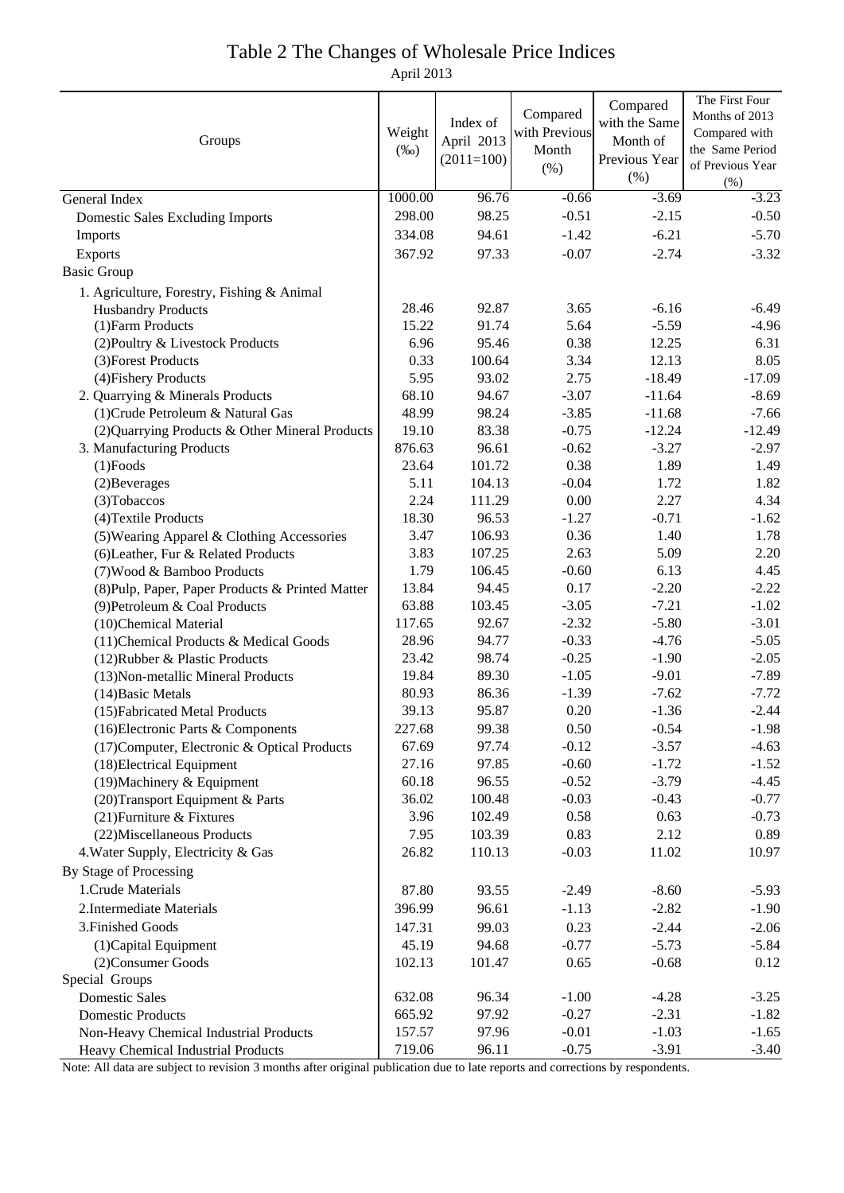# Table 2 The Changes of Wholesale Price Indices

April 2013

| Groups | Weight (‰) | Index of April 2013 (2011=100) | Compared with Previous Month (%) | Compared with the Same Month of Previous Year (%) | The First Four Months of 2013 Compared with the Same Period of Previous Year (%) |
|---|---|---|---|---|---|
| General Index | 1000.00 | 96.76 | -0.66 | -3.69 | -3.23 |
| Domestic Sales Excluding Imports | 298.00 | 98.25 | -0.51 | -2.15 | -0.50 |
| Imports | 334.08 | 94.61 | -1.42 | -6.21 | -5.70 |
| Exports | 367.92 | 97.33 | -0.07 | -2.74 | -3.32 |
| Basic Group | | | | | |
| 1. Agriculture, Forestry, Fishing & Animal Husbandry Products | 28.46 | 92.87 | 3.65 | -6.16 | -6.49 |
| (1)Farm Products | 15.22 | 91.74 | 5.64 | -5.59 | -4.96 |
| (2)Poultry & Livestock Products | 6.96 | 95.46 | 0.38 | 12.25 | 6.31 |
| (3)Forest Products | 0.33 | 100.64 | 3.34 | 12.13 | 8.05 |
| (4)Fishery Products | 5.95 | 93.02 | 2.75 | -18.49 | -17.09 |
| 2. Quarrying & Minerals Products | 68.10 | 94.67 | -3.07 | -11.64 | -8.69 |
| (1)Crude Petroleum & Natural Gas | 48.99 | 98.24 | -3.85 | -11.68 | -7.66 |
| (2)Quarrying Products & Other Mineral Products | 19.10 | 83.38 | -0.75 | -12.24 | -12.49 |
| 3. Manufacturing Products | 876.63 | 96.61 | -0.62 | -3.27 | -2.97 |
| (1)Foods | 23.64 | 101.72 | 0.38 | 1.89 | 1.49 |
| (2)Beverages | 5.11 | 104.13 | -0.04 | 1.72 | 1.82 |
| (3)Tobaccos | 2.24 | 111.29 | 0.00 | 2.27 | 4.34 |
| (4)Textile Products | 18.30 | 96.53 | -1.27 | -0.71 | -1.62 |
| (5)Wearing Apparel & Clothing Accessories | 3.47 | 106.93 | 0.36 | 1.40 | 1.78 |
| (6)Leather, Fur & Related Products | 3.83 | 107.25 | 2.63 | 5.09 | 2.20 |
| (7)Wood & Bamboo Products | 1.79 | 106.45 | -0.60 | 6.13 | 4.45 |
| (8)Pulp, Paper, Paper Products & Printed Matter | 13.84 | 94.45 | 0.17 | -2.20 | -2.22 |
| (9)Petroleum & Coal Products | 63.88 | 103.45 | -3.05 | -7.21 | -1.02 |
| (10)Chemical Material | 117.65 | 92.67 | -2.32 | -5.80 | -3.01 |
| (11)Chemical Products & Medical Goods | 28.96 | 94.77 | -0.33 | -4.76 | -5.05 |
| (12)Rubber & Plastic Products | 23.42 | 98.74 | -0.25 | -1.90 | -2.05 |
| (13)Non-metallic Mineral Products | 19.84 | 89.30 | -1.05 | -9.01 | -7.89 |
| (14)Basic Metals | 80.93 | 86.36 | -1.39 | -7.62 | -7.72 |
| (15)Fabricated Metal Products | 39.13 | 95.87 | 0.20 | -1.36 | -2.44 |
| (16)Electronic Parts & Components | 227.68 | 99.38 | 0.50 | -0.54 | -1.98 |
| (17)Computer, Electronic & Optical Products | 67.69 | 97.74 | -0.12 | -3.57 | -4.63 |
| (18)Electrical Equipment | 27.16 | 97.85 | -0.60 | -1.72 | -1.52 |
| (19)Machinery & Equipment | 60.18 | 96.55 | -0.52 | -3.79 | -4.45 |
| (20)Transport Equipment & Parts | 36.02 | 100.48 | -0.03 | -0.43 | -0.77 |
| (21)Furniture & Fixtures | 3.96 | 102.49 | 0.58 | 0.63 | -0.73 |
| (22)Miscellaneous Products | 7.95 | 103.39 | 0.83 | 2.12 | 0.89 |
| 4.Water Supply, Electricity & Gas | 26.82 | 110.13 | -0.03 | 11.02 | 10.97 |
| By Stage of Processing | | | | | |
| 1.Crude Materials | 87.80 | 93.55 | -2.49 | -8.60 | -5.93 |
| 2.Intermediate Materials | 396.99 | 96.61 | -1.13 | -2.82 | -1.90 |
| 3.Finished Goods | 147.31 | 99.03 | 0.23 | -2.44 | -2.06 |
| (1)Capital Equipment | 45.19 | 94.68 | -0.77 | -5.73 | -5.84 |
| (2)Consumer Goods | 102.13 | 101.47 | 0.65 | -0.68 | 0.12 |
| Special Groups | | | | | |
| Domestic Sales | 632.08 | 96.34 | -1.00 | -4.28 | -3.25 |
| Domestic Products | 665.92 | 97.92 | -0.27 | -2.31 | -1.82 |
| Non-Heavy Chemical Industrial Products | 157.57 | 97.96 | -0.01 | -1.03 | -1.65 |
| Heavy Chemical Industrial Products | 719.06 | 96.11 | -0.75 | -3.91 | -3.40 |

Note: All data are subject to revision 3 months after original publication due to late reports and corrections by respondents.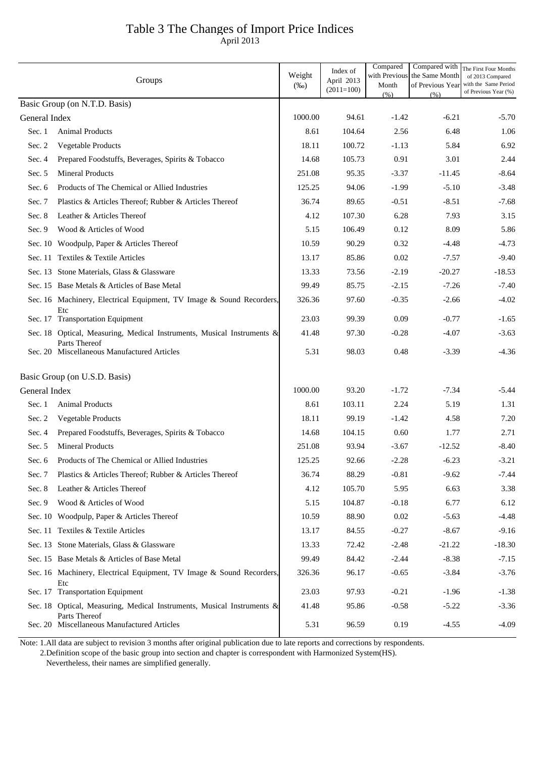# Table 3 The Changes of Import Price Indices

April 2013

| Groups | | Weight (‰) | Index of April 2013 (2011=100) | Compared with Previous Month (%) | Compared with the Same Month of Previous Year (%) | The First Four Months of 2013 Compared with the Same Period of Previous Year (%) |
|---|---|---|---|---|---|---|
| Basic Group (on N.T.D. Basis) | | | | | | |
| General Index | | 1000.00 | 94.61 | -1.42 | -6.21 | -5.70 |
| Sec. 1 | Animal Products | 8.61 | 104.64 | 2.56 | 6.48 | 1.06 |
| Sec. 2 | Vegetable Products | 18.11 | 100.72 | -1.13 | 5.84 | 6.92 |
| Sec. 4 | Prepared Foodstuffs, Beverages, Spirits & Tobacco | 14.68 | 105.73 | 0.91 | 3.01 | 2.44 |
| Sec. 5 | Mineral Products | 251.08 | 95.35 | -3.37 | -11.45 | -8.64 |
| Sec. 6 | Products of The Chemical or Allied Industries | 125.25 | 94.06 | -1.99 | -5.10 | -3.48 |
| Sec. 7 | Plastics & Articles Thereof; Rubber & Articles Thereof | 36.74 | 89.65 | -0.51 | -8.51 | -7.68 |
| Sec. 8 | Leather & Articles Thereof | 4.12 | 107.30 | 6.28 | 7.93 | 3.15 |
| Sec. 9 | Wood & Articles of Wood | 5.15 | 106.49 | 0.12 | 8.09 | 5.86 |
| Sec. 10 | Woodpulp, Paper & Articles Thereof | 10.59 | 90.29 | 0.32 | -4.48 | -4.73 |
| Sec. 11 | Textiles & Textile Articles | 13.17 | 85.86 | 0.02 | -7.57 | -9.40 |
| Sec. 13 | Stone Materials, Glass & Glassware | 13.33 | 73.56 | -2.19 | -20.27 | -18.53 |
| Sec. 15 | Base Metals & Articles of Base Metal | 99.49 | 85.75 | -2.15 | -7.26 | -7.40 |
| Sec. 16 | Machinery, Electrical Equipment, TV Image & Sound Recorders, Etc | 326.36 | 97.60 | -0.35 | -2.66 | -4.02 |
| Sec. 17 | Transportation Equipment | 23.03 | 99.39 | 0.09 | -0.77 | -1.65 |
| Sec. 18 | Optical, Measuring, Medical Instruments, Musical Instruments & Parts Thereof | 41.48 | 97.30 | -0.28 | -4.07 | -3.63 |
| Sec. 20 | Miscellaneous Manufactured Articles | 5.31 | 98.03 | 0.48 | -3.39 | -4.36 |
| Basic Group (on U.S.D. Basis) | | | | | | |
| General Index | | 1000.00 | 93.20 | -1.72 | -7.34 | -5.44 |
| Sec. 1 | Animal Products | 8.61 | 103.11 | 2.24 | 5.19 | 1.31 |
| Sec. 2 | Vegetable Products | 18.11 | 99.19 | -1.42 | 4.58 | 7.20 |
| Sec. 4 | Prepared Foodstuffs, Beverages, Spirits & Tobacco | 14.68 | 104.15 | 0.60 | 1.77 | 2.71 |
| Sec. 5 | Mineral Products | 251.08 | 93.94 | -3.67 | -12.52 | -8.40 |
| Sec. 6 | Products of The Chemical or Allied Industries | 125.25 | 92.66 | -2.28 | -6.23 | -3.21 |
| Sec. 7 | Plastics & Articles Thereof; Rubber & Articles Thereof | 36.74 | 88.29 | -0.81 | -9.62 | -7.44 |
| Sec. 8 | Leather & Articles Thereof | 4.12 | 105.70 | 5.95 | 6.63 | 3.38 |
| Sec. 9 | Wood & Articles of Wood | 5.15 | 104.87 | -0.18 | 6.77 | 6.12 |
| Sec. 10 | Woodpulp, Paper & Articles Thereof | 10.59 | 88.90 | 0.02 | -5.63 | -4.48 |
| Sec. 11 | Textiles & Textile Articles | 13.17 | 84.55 | -0.27 | -8.67 | -9.16 |
| Sec. 13 | Stone Materials, Glass & Glassware | 13.33 | 72.42 | -2.48 | -21.22 | -18.30 |
| Sec. 15 | Base Metals & Articles of Base Metal | 99.49 | 84.42 | -2.44 | -8.38 | -7.15 |
| Sec. 16 | Machinery, Electrical Equipment, TV Image & Sound Recorders, Etc | 326.36 | 96.17 | -0.65 | -3.84 | -3.76 |
| Sec. 17 | Transportation Equipment | 23.03 | 97.93 | -0.21 | -1.96 | -1.38 |
| Sec. 18 | Optical, Measuring, Medical Instruments, Musical Instruments & Parts Thereof | 41.48 | 95.86 | -0.58 | -5.22 | -3.36 |
| Sec. 20 | Miscellaneous Manufactured Articles | 5.31 | 96.59 | 0.19 | -4.55 | -4.09 |

Note: 1.All data are subject to revision 3 months after original publication due to late reports and corrections by respondents.
2.Definition scope of the basic group into section and chapter is correspondent with Harmonized System(HS).
Nevertheless, their names are simplified generally.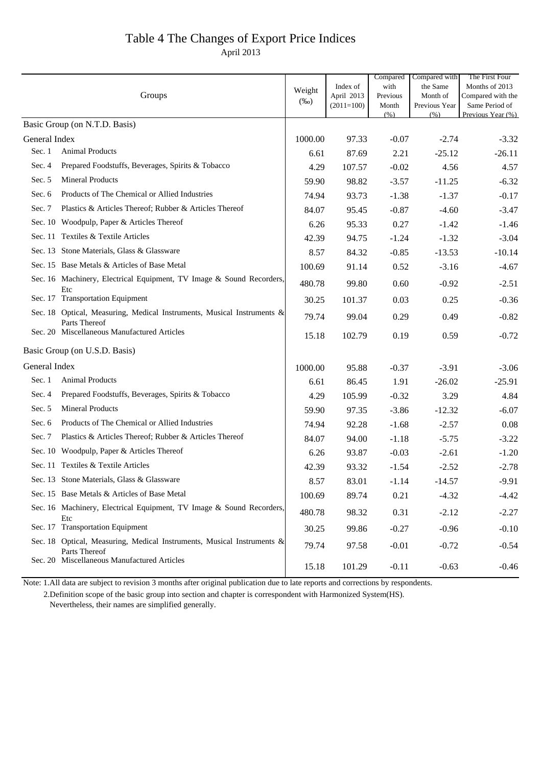# Table 4 The Changes of Export Price Indices

April 2013

| Groups | | Weight (‰) | Index of April 2013 (2011=100) | Compared with Previous Month (%) | Compared with the Same Month of Previous Year (%) | The First Four Months of 2013 Compared with the Same Period of Previous Year (%) |
|---|---|---|---|---|---|---|
| Basic Group (on N.T.D. Basis) | | | | | | |
| General Index | | 1000.00 | 97.33 | -0.07 | -2.74 | -3.32 |
| Sec. 1 | Animal Products | 6.61 | 87.69 | 2.21 | -25.12 | -26.11 |
| Sec. 4 | Prepared Foodstuffs, Beverages, Spirits & Tobacco | 4.29 | 107.57 | -0.02 | 4.56 | 4.57 |
| Sec. 5 | Mineral Products | 59.90 | 98.82 | -3.57 | -11.25 | -6.32 |
| Sec. 6 | Products of The Chemical or Allied Industries | 74.94 | 93.73 | -1.38 | -1.37 | -0.17 |
| Sec. 7 | Plastics & Articles Thereof; Rubber & Articles Thereof | 84.07 | 95.45 | -0.87 | -4.60 | -3.47 |
| Sec. 10 | Woodpulp, Paper & Articles Thereof | 6.26 | 95.33 | 0.27 | -1.42 | -1.46 |
| Sec. 11 | Textiles & Textile Articles | 42.39 | 94.75 | -1.24 | -1.32 | -3.04 |
| Sec. 13 | Stone Materials, Glass & Glassware | 8.57 | 84.32 | -0.85 | -13.53 | -10.14 |
| Sec. 15 | Base Metals & Articles of Base Metal | 100.69 | 91.14 | 0.52 | -3.16 | -4.67 |
| Sec. 16 | Machinery, Electrical Equipment, TV Image & Sound Recorders, Etc | 480.78 | 99.80 | 0.60 | -0.92 | -2.51 |
| Sec. 17 | Transportation Equipment | 30.25 | 101.37 | 0.03 | 0.25 | -0.36 |
| Sec. 18 | Optical, Measuring, Medical Instruments, Musical Instruments & Parts Thereof | 79.74 | 99.04 | 0.29 | 0.49 | -0.82 |
| Sec. 20 | Miscellaneous Manufactured Articles | 15.18 | 102.79 | 0.19 | 0.59 | -0.72 |
| Basic Group (on U.S.D. Basis) | | | | | | |
| General Index | | 1000.00 | 95.88 | -0.37 | -3.91 | -3.06 |
| Sec. 1 | Animal Products | 6.61 | 86.45 | 1.91 | -26.02 | -25.91 |
| Sec. 4 | Prepared Foodstuffs, Beverages, Spirits & Tobacco | 4.29 | 105.99 | -0.32 | 3.29 | 4.84 |
| Sec. 5 | Mineral Products | 59.90 | 97.35 | -3.86 | -12.32 | -6.07 |
| Sec. 6 | Products of The Chemical or Allied Industries | 74.94 | 92.28 | -1.68 | -2.57 | 0.08 |
| Sec. 7 | Plastics & Articles Thereof; Rubber & Articles Thereof | 84.07 | 94.00 | -1.18 | -5.75 | -3.22 |
| Sec. 10 | Woodpulp, Paper & Articles Thereof | 6.26 | 93.87 | -0.03 | -2.61 | -1.20 |
| Sec. 11 | Textiles & Textile Articles | 42.39 | 93.32 | -1.54 | -2.52 | -2.78 |
| Sec. 13 | Stone Materials, Glass & Glassware | 8.57 | 83.01 | -1.14 | -14.57 | -9.91 |
| Sec. 15 | Base Metals & Articles of Base Metal | 100.69 | 89.74 | 0.21 | -4.32 | -4.42 |
| Sec. 16 | Machinery, Electrical Equipment, TV Image & Sound Recorders, Etc | 480.78 | 98.32 | 0.31 | -2.12 | -2.27 |
| Sec. 17 | Transportation Equipment | 30.25 | 99.86 | -0.27 | -0.96 | -0.10 |
| Sec. 18 | Optical, Measuring, Medical Instruments, Musical Instruments & Parts Thereof | 79.74 | 97.58 | -0.01 | -0.72 | -0.54 |
| Sec. 20 | Miscellaneous Manufactured Articles | 15.18 | 101.29 | -0.11 | -0.63 | -0.46 |

Note: 1.All data are subject to revision 3 months after original publication due to late reports and corrections by respondents.

2.Definition scope of the basic group into section and chapter is correspondent with Harmonized System(HS). Nevertheless, their names are simplified generally.